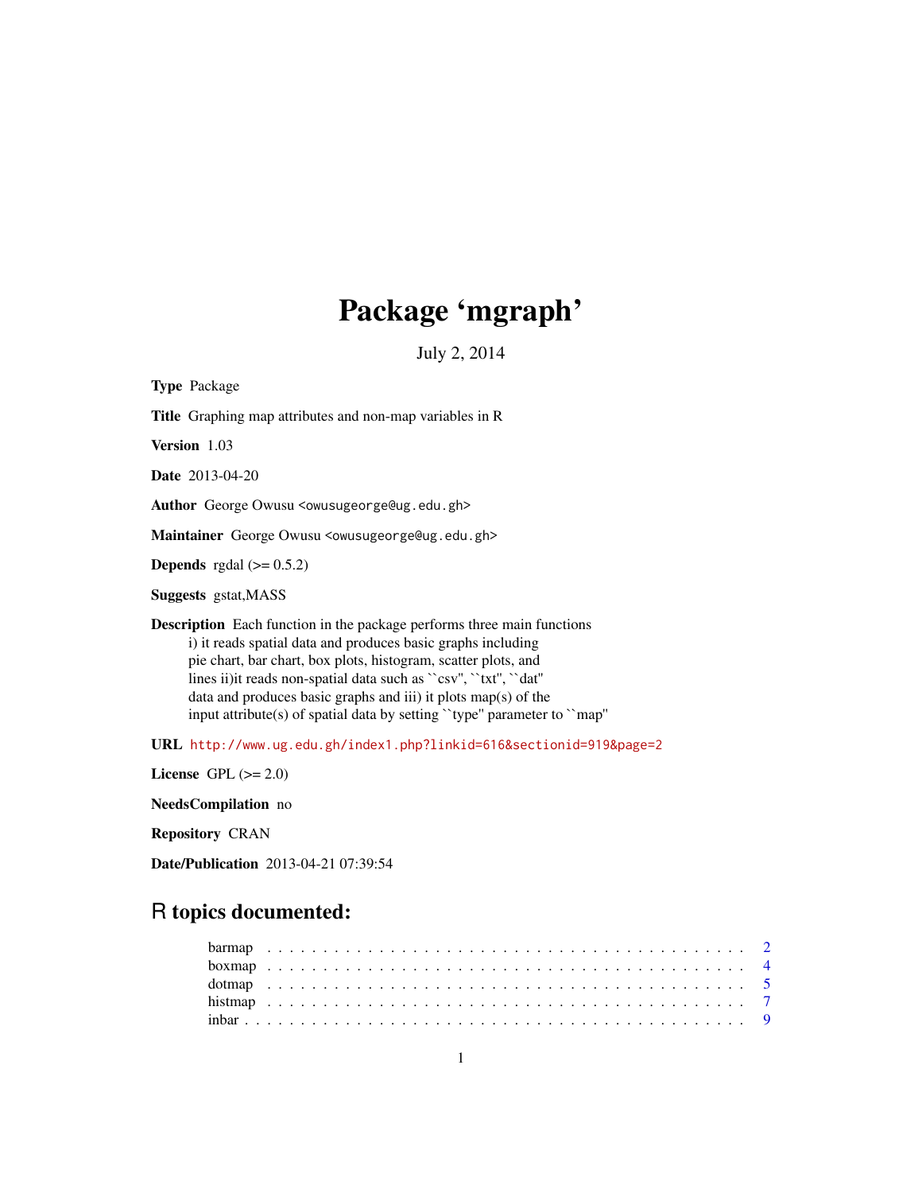# Package 'mgraph'

July 2, 2014

**Type** Package

**Title** Graphing map attributes and non-map variables in R

**Version** 1.03

**Date** 2013-04-20

**Author** George Owusu <owusugeorge@ug.edu.gh>

**Maintainer** George Owusu <owusugeorge@ug.edu.gh>

**Depends** rgdal (>= 0.5.2)

**Suggests** gstat,MASS

**Description** Each function in the package performs three main functions
i) it reads spatial data and produces basic graphs including
pie chart, bar chart, box plots, histogram, scatter plots, and
lines ii)it reads non-spatial data such as ``csv'', ``txt'', ``dat''
data and produces basic graphs and iii) it plots map(s) of the
input attribute(s) of spatial data by setting ``type'' parameter to ``map''

**URL** http://www.ug.edu.gh/index1.php?linkid=616&sectionid=919&page=2

**License** GPL (>= 2.0)

**NeedsCompilation** no

**Repository** CRAN

**Date/Publication** 2013-04-21 07:39:54

## R topics documented:

barmap . . . . . . . . . . . . . . . . . . . . . . . . . . . . . . . . . . . . . . . . 2
boxmap . . . . . . . . . . . . . . . . . . . . . . . . . . . . . . . . . . . . . . . . 4
dotmap . . . . . . . . . . . . . . . . . . . . . . . . . . . . . . . . . . . . . . . . 5
histmap . . . . . . . . . . . . . . . . . . . . . . . . . . . . . . . . . . . . . . . . 7
inbar . . . . . . . . . . . . . . . . . . . . . . . . . . . . . . . . . . . . . . . . . 9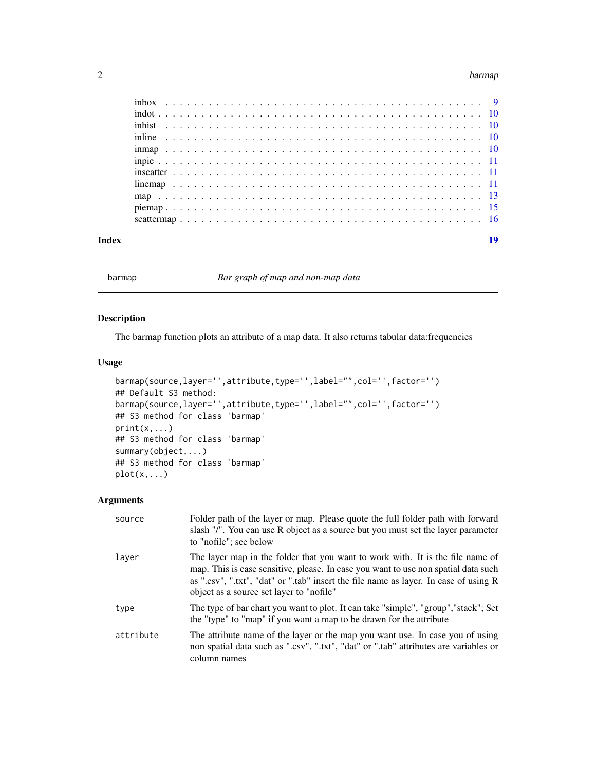| | |
|---|---|
| inbox | 9 |
| indot | 10 |
| inhist | 10 |
| inline | 10 |
| inmap | 10 |
| inpie | 11 |
| inscatter | 11 |
| linemap | 11 |
| map | 13 |
| piemap | 15 |
| scattermap | 16 |

**Index** **19**

---

`barmap` *Bar graph of map and non-map data*

---

## Description

The barmap function plots an attribute of a map data. It also returns tabular data:frequencies

## Usage

```
barmap(source,layer='',attribute,type='',label="",col='',factor='')
## Default S3 method:
barmap(source,layer='',attribute,type='',label="",col='',factor='')
## S3 method for class 'barmap'
print(x,...)
## S3 method for class 'barmap'
summary(object,...)
## S3 method for class 'barmap'
plot(x,...)
```

## Arguments

| | |
|---|---|
| `source` | Folder path of the layer or map. Please quote the full folder path with forward slash "/". You can use R object as a source but you must set the layer parameter to "nofile"; see below |
| `layer` | The layer map in the folder that you want to work with. It is the file name of map. This is case sensitive, please. In case you want to use non spatial data such as ".csv", ".txt", "dat" or ".tab" insert the file name as layer. In case of using R object as a source set layer to "nofile" |
| `type` | The type of bar chart you want to plot. It can take "simple", "group","stack"; Set the "type" to "map" if you want a map to be drawn for the attribute |
| `attribute` | The attribute name of the layer or the map you want use. In case you of using non spatial data such as ".csv", ".txt", "dat" or ".tab" attributes are variables or column names |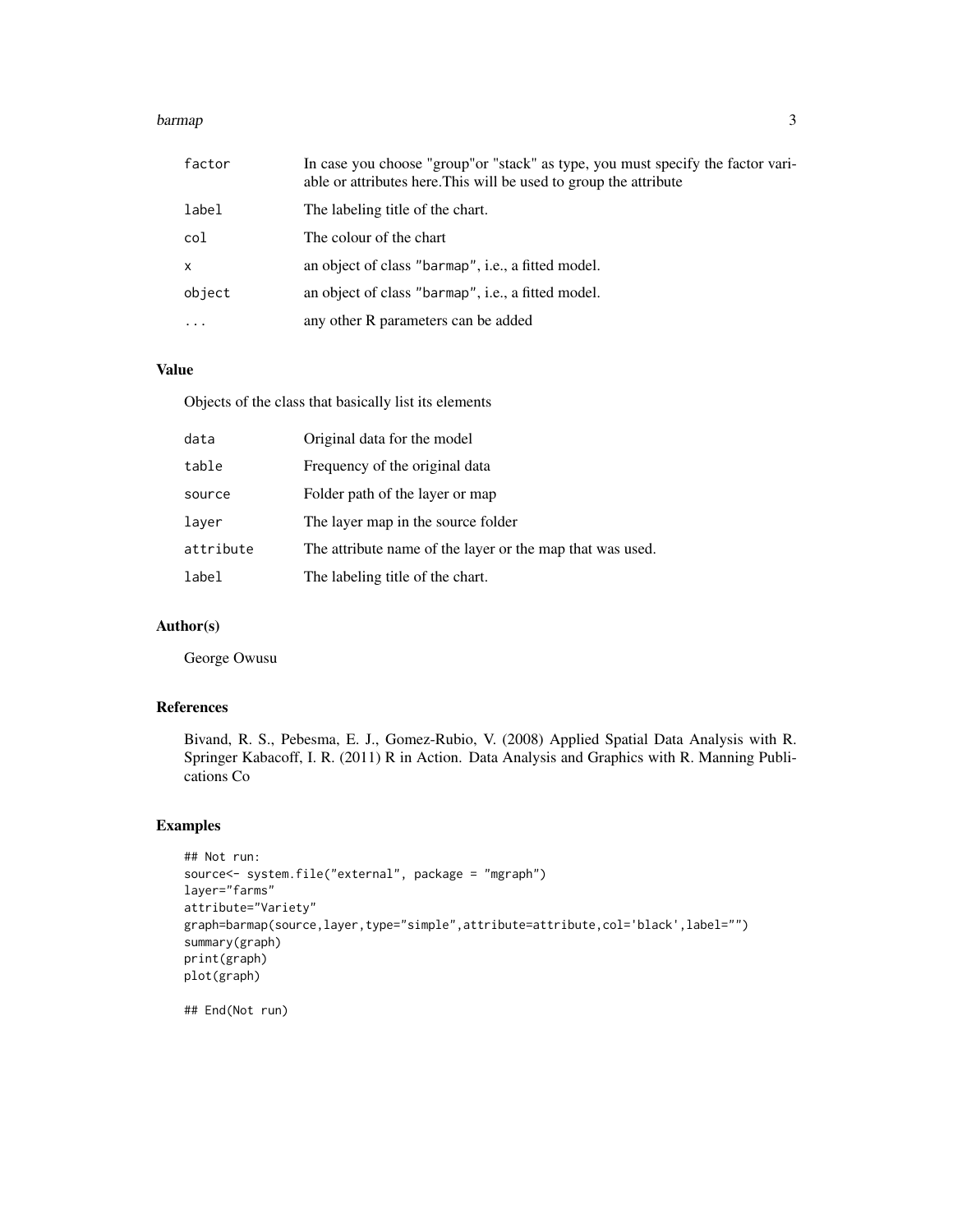| | |
|---|---|
| `factor` | In case you choose "group"or "stack" as type, you must specify the factor variable or attributes here.This will be used to group the attribute |
| `label` | The labeling title of the chart. |
| `col` | The colour of the chart |
| `x` | an object of class "barmap", i.e., a fitted model. |
| `object` | an object of class "barmap", i.e., a fitted model. |
| `...` | any other R parameters can be added |

### Value

Objects of the class that basically list its elements

| | |
|---|---|
| `data` | Original data for the model |
| `table` | Frequency of the original data |
| `source` | Folder path of the layer or map |
| `layer` | The layer map in the source folder |
| `attribute` | The attribute name of the layer or the map that was used. |
| `label` | The labeling title of the chart. |

### Author(s)

George Owusu

### References

Bivand, R. S., Pebesma, E. J., Gomez-Rubio, V. (2008) Applied Spatial Data Analysis with R. Springer Kabacoff, I. R. (2011) R in Action. Data Analysis and Graphics with R. Manning Publications Co

### Examples

```
## Not run:
source<- system.file("external", package = "mgraph")
layer="farms"
attribute="Variety"
graph=barmap(source,layer,type="simple",attribute=attribute,col='black',label="")
summary(graph)
print(graph)
plot(graph)

## End(Not run)
```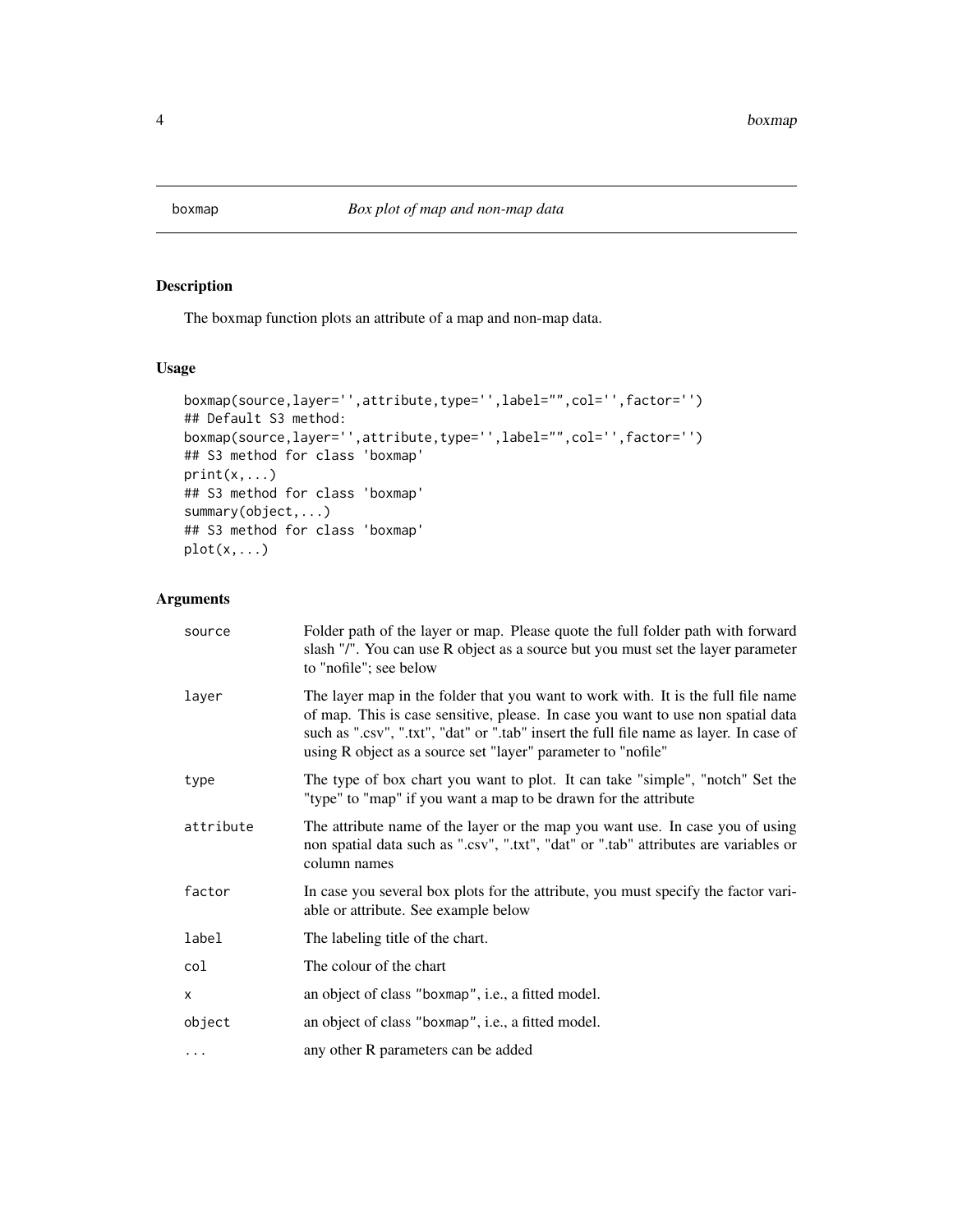boxmap — *Box plot of map and non-map data*

## Description

The boxmap function plots an attribute of a map and non-map data.

## Usage

```
boxmap(source,layer='',attribute,type='',label="",col='',factor='')
## Default S3 method:
boxmap(source,layer='',attribute,type='',label="",col='',factor='')
## S3 method for class 'boxmap'
print(x,...)
## S3 method for class 'boxmap'
summary(object,...)
## S3 method for class 'boxmap'
plot(x,...)
```

## Arguments

| | |
|---|---|
| `source` | Folder path of the layer or map. Please quote the full folder path with forward slash "/". You can use R object as a source but you must set the layer parameter to "nofile"; see below |
| `layer` | The layer map in the folder that you want to work with. It is the full file name of map. This is case sensitive, please. In case you want to use non spatial data such as ".csv", ".txt", "dat" or ".tab" insert the full file name as layer. In case of using R object as a source set "layer" parameter to "nofile" |
| `type` | The type of box chart you want to plot. It can take "simple", "notch" Set the "type" to "map" if you want a map to be drawn for the attribute |
| `attribute` | The attribute name of the layer or the map you want use. In case you of using non spatial data such as ".csv", ".txt", "dat" or ".tab" attributes are variables or column names |
| `factor` | In case you several box plots for the attribute, you must specify the factor variable or attribute. See example below |
| `label` | The labeling title of the chart. |
| `col` | The colour of the chart |
| `x` | an object of class "boxmap", i.e., a fitted model. |
| `object` | an object of class "boxmap", i.e., a fitted model. |
| `...` | any other R parameters can be added |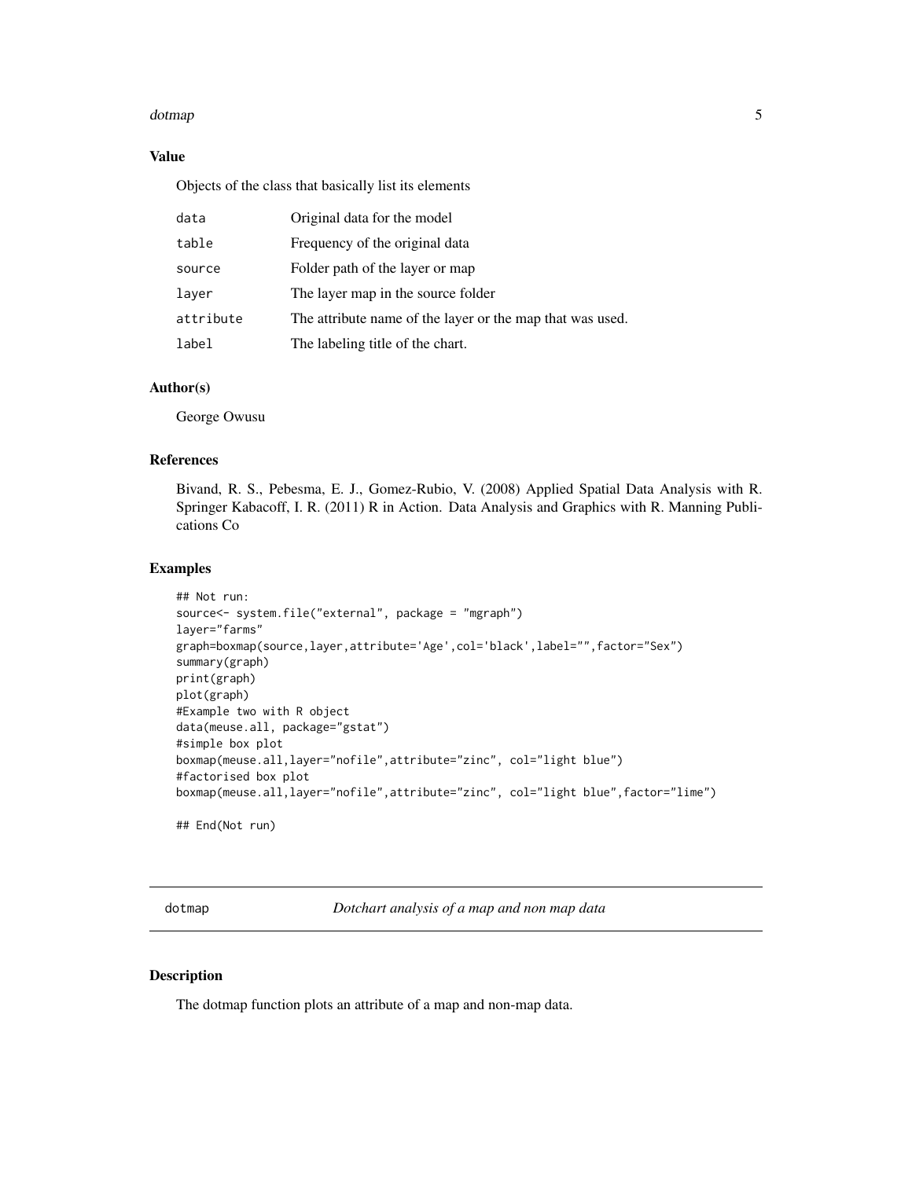### Value

Objects of the class that basically list its elements

| | |
|---|---|
| data | Original data for the model |
| table | Frequency of the original data |
| source | Folder path of the layer or map |
| layer | The layer map in the source folder |
| attribute | The attribute name of the layer or the map that was used. |
| label | The labeling title of the chart. |

### Author(s)

George Owusu

### References

Bivand, R. S., Pebesma, E. J., Gomez-Rubio, V. (2008) Applied Spatial Data Analysis with R. Springer Kabacoff, I. R. (2011) R in Action. Data Analysis and Graphics with R. Manning Publications Co

### Examples

```
## Not run:
source<- system.file("external", package = "mgraph")
layer="farms"
graph=boxmap(source,layer,attribute='Age',col='black',label="",factor="Sex")
summary(graph)
print(graph)
plot(graph)
#Example two with R object
data(meuse.all, package="gstat")
#simple box plot
boxmap(meuse.all,layer="nofile",attribute="zinc", col="light blue")
#factorised box plot
boxmap(meuse.all,layer="nofile",attribute="zinc", col="light blue",factor="lime")

## End(Not run)
```

---

## dotmap — *Dotchart analysis of a map and non map data*

### Description

The dotmap function plots an attribute of a map and non-map data.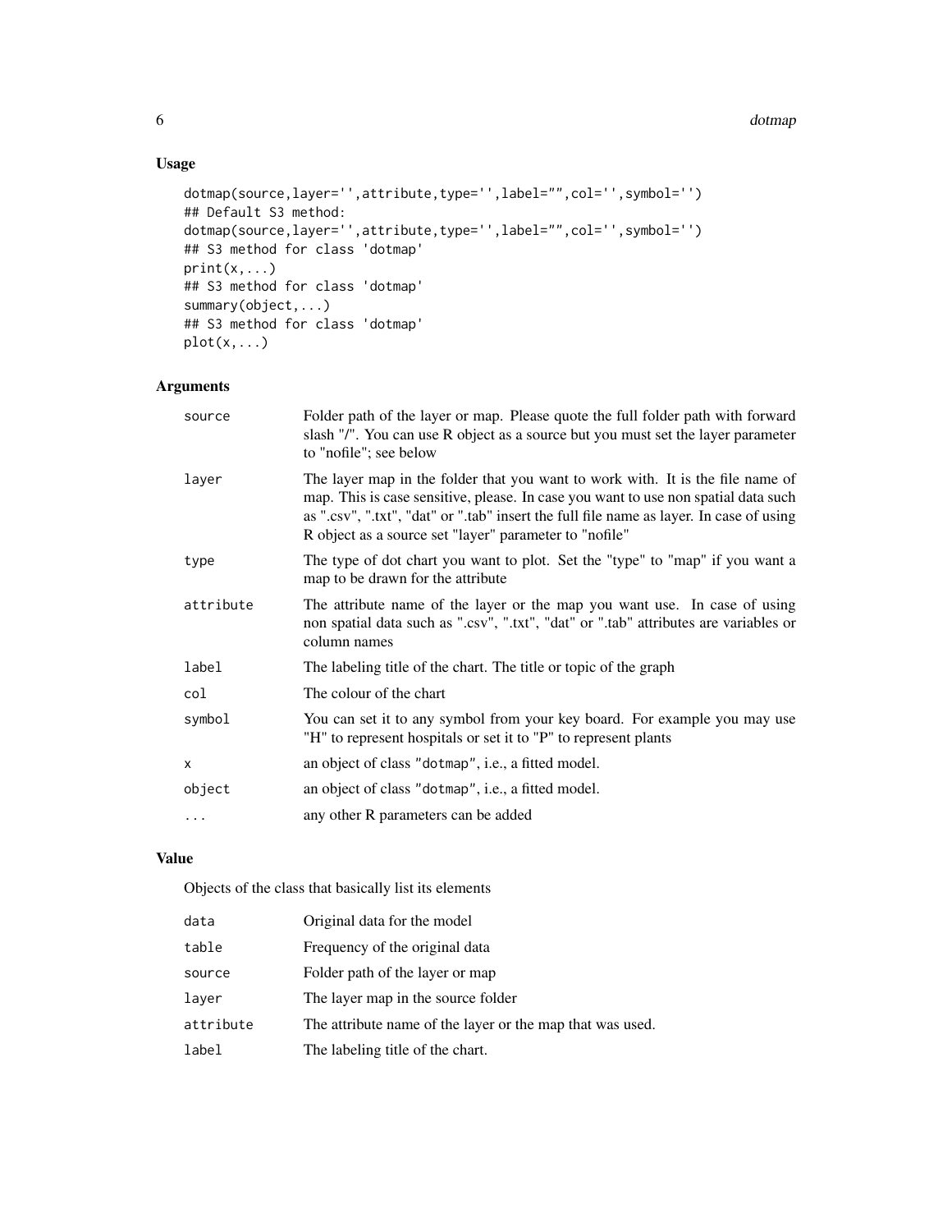### Usage

```
dotmap(source,layer='',attribute,type='',label="",col='',symbol='')
## Default S3 method:
dotmap(source,layer='',attribute,type='',label="",col='',symbol='')
## S3 method for class 'dotmap'
print(x,...)
## S3 method for class 'dotmap'
summary(object,...)
## S3 method for class 'dotmap'
plot(x,...)
```

### Arguments

| | |
|---|---|
| `source` | Folder path of the layer or map. Please quote the full folder path with forward slash "/". You can use R object as a source but you must set the layer parameter to "nofile"; see below |
| `layer` | The layer map in the folder that you want to work with. It is the file name of map. This is case sensitive, please. In case you want to use non spatial data such as ".csv", ".txt", "dat" or ".tab" insert the full file name as layer. In case of using R object as a source set "layer" parameter to "nofile" |
| `type` | The type of dot chart you want to plot. Set the "type" to "map" if you want a map to be drawn for the attribute |
| `attribute` | The attribute name of the layer or the map you want use. In case of using non spatial data such as ".csv", ".txt", "dat" or ".tab" attributes are variables or column names |
| `label` | The labeling title of the chart. The title or topic of the graph |
| `col` | The colour of the chart |
| `symbol` | You can set it to any symbol from your key board. For example you may use "H" to represent hospitals or set it to "P" to represent plants |
| `x` | an object of class `"dotmap"`, i.e., a fitted model. |
| `object` | an object of class `"dotmap"`, i.e., a fitted model. |
| `...` | any other R parameters can be added |

### Value

Objects of the class that basically list its elements

| | |
|---|---|
| `data` | Original data for the model |
| `table` | Frequency of the original data |
| `source` | Folder path of the layer or map |
| `layer` | The layer map in the source folder |
| `attribute` | The attribute name of the layer or the map that was used. |
| `label` | The labeling title of the chart. |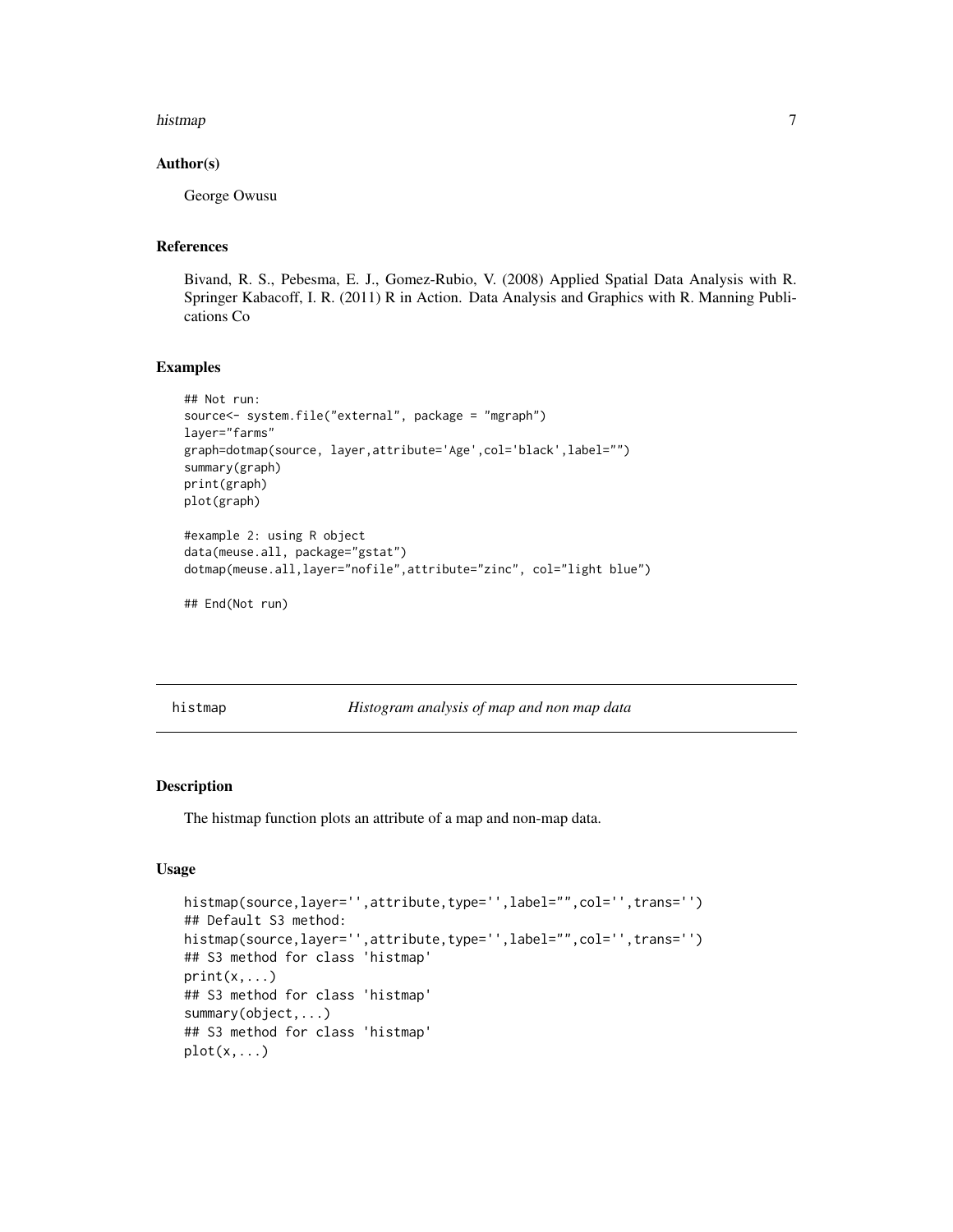### Author(s)

George Owusu

### References

Bivand, R. S., Pebesma, E. J., Gomez-Rubio, V. (2008) Applied Spatial Data Analysis with R. Springer Kabacoff, I. R. (2011) R in Action. Data Analysis and Graphics with R. Manning Publications Co

### Examples

```
## Not run:
source<- system.file("external", package = "mgraph")
layer="farms"
graph=dotmap(source, layer,attribute='Age',col='black',label="")
summary(graph)
print(graph)
plot(graph)

#example 2: using R object
data(meuse.all, package="gstat")
dotmap(meuse.all,layer="nofile",attribute="zinc", col="light blue")

## End(Not run)
```

---

## histmap — *Histogram analysis of map and non map data*

### Description

The histmap function plots an attribute of a map and non-map data.

### Usage

```
histmap(source,layer='',attribute,type='',label="",col='',trans='')
## Default S3 method:
histmap(source,layer='',attribute,type='',label="",col='',trans='')
## S3 method for class 'histmap'
print(x,...)
## S3 method for class 'histmap'
summary(object,...)
## S3 method for class 'histmap'
plot(x,...)
```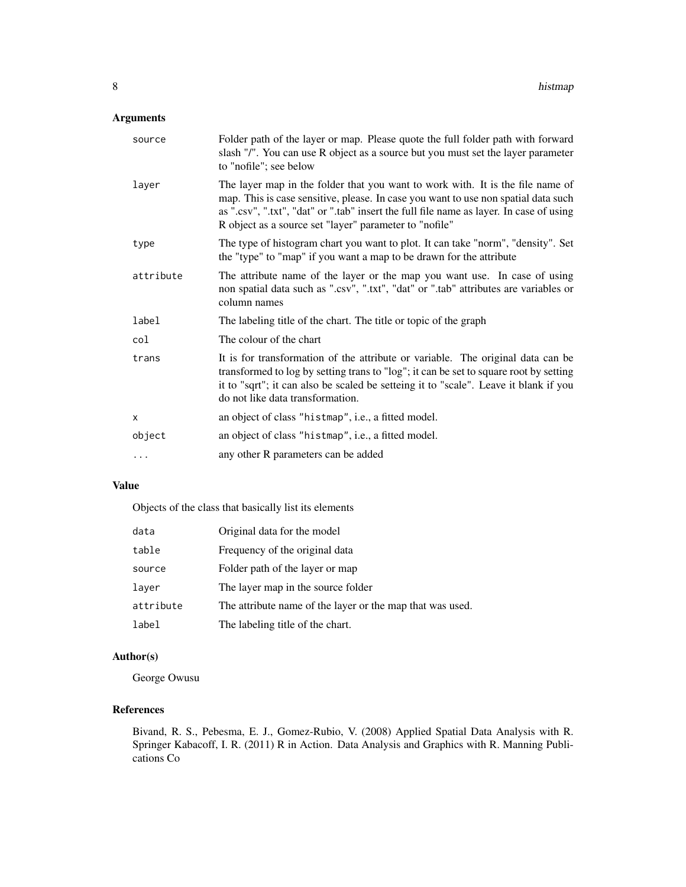## Arguments

| | |
|---|---|
| `source` | Folder path of the layer or map. Please quote the full folder path with forward slash "/". You can use R object as a source but you must set the layer parameter to "nofile"; see below |
| `layer` | The layer map in the folder that you want to work with. It is the file name of map. This is case sensitive, please. In case you want to use non spatial data such as ".csv", ".txt", "dat" or ".tab" insert the full file name as layer. In case of using R object as a source set "layer" parameter to "nofile" |
| `type` | The type of histogram chart you want to plot. It can take "norm", "density". Set the "type" to "map" if you want a map to be drawn for the attribute |
| `attribute` | The attribute name of the layer or the map you want use. In case of using non spatial data such as ".csv", ".txt", "dat" or ".tab" attributes are variables or column names |
| `label` | The labeling title of the chart. The title or topic of the graph |
| `col` | The colour of the chart |
| `trans` | It is for transformation of the attribute or variable. The original data can be transformed to log by setting trans to "log"; it can be set to square root by setting it to "sqrt"; it can also be scaled be setteing it to "scale". Leave it blank if you do not like data transformation. |
| `x` | an object of class `"histmap"`, i.e., a fitted model. |
| `object` | an object of class `"histmap"`, i.e., a fitted model. |
| `...` | any other R parameters can be added |

## Value

Objects of the class that basically list its elements

| | |
|---|---|
| `data` | Original data for the model |
| `table` | Frequency of the original data |
| `source` | Folder path of the layer or map |
| `layer` | The layer map in the source folder |
| `attribute` | The attribute name of the layer or the map that was used. |
| `label` | The labeling title of the chart. |

## Author(s)

George Owusu

## References

Bivand, R. S., Pebesma, E. J., Gomez-Rubio, V. (2008) Applied Spatial Data Analysis with R. Springer Kabacoff, I. R. (2011) R in Action. Data Analysis and Graphics with R. Manning Publications Co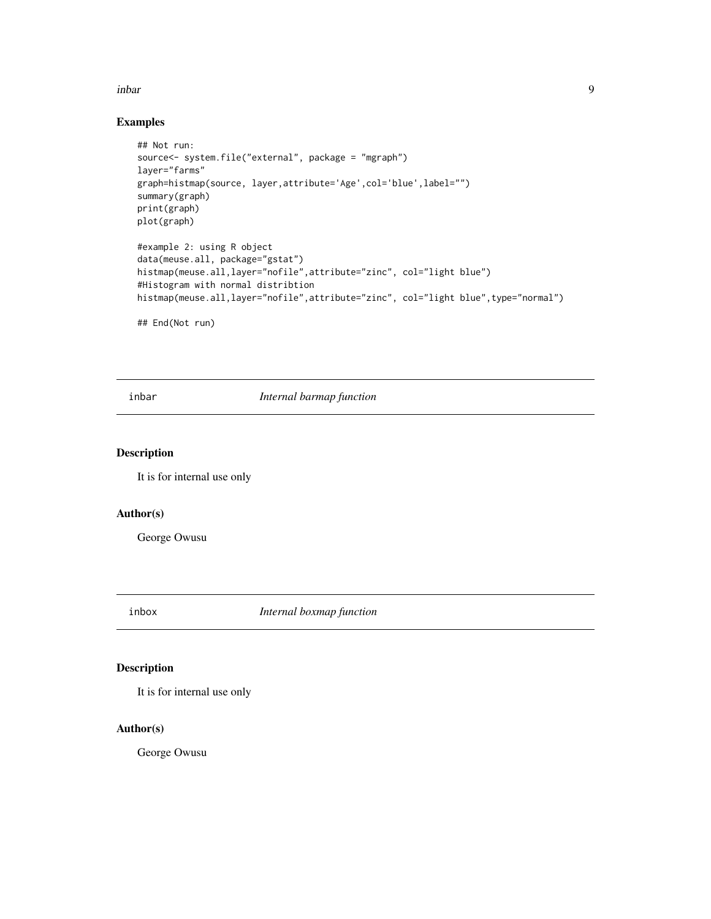### Examples

```
## Not run:
source<- system.file("external", package = "mgraph")
layer="farms"
graph=histmap(source, layer,attribute='Age',col='blue',label="")
summary(graph)
print(graph)
plot(graph)

#example 2: using R object
data(meuse.all, package="gstat")
histmap(meuse.all,layer="nofile",attribute="zinc", col="light blue")
#Histogram with normal distribtion
histmap(meuse.all,layer="nofile",attribute="zinc", col="light blue",type="normal")

## End(Not run)
```

---

## inbar *Internal barmap function*

---

### Description

It is for internal use only

### Author(s)

George Owusu

---

## inbox *Internal boxmap function*

---

### Description

It is for internal use only

### Author(s)

George Owusu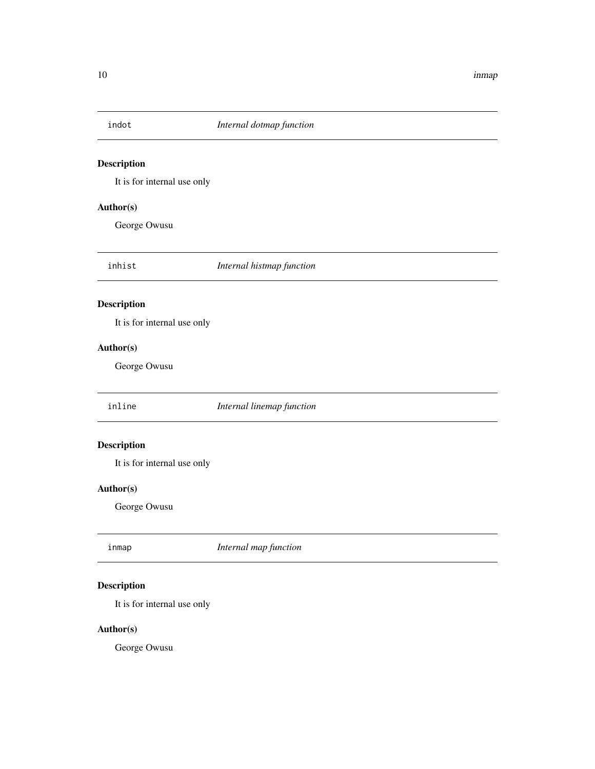## `indot` — *Internal dotmap function*

### Description

It is for internal use only

### Author(s)

George Owusu

## `inhist` — *Internal histmap function*

### Description

It is for internal use only

### Author(s)

George Owusu

## `inline` — *Internal linemap function*

### Description

It is for internal use only

### Author(s)

George Owusu

## `inmap` — *Internal map function*

### Description

It is for internal use only

### Author(s)

George Owusu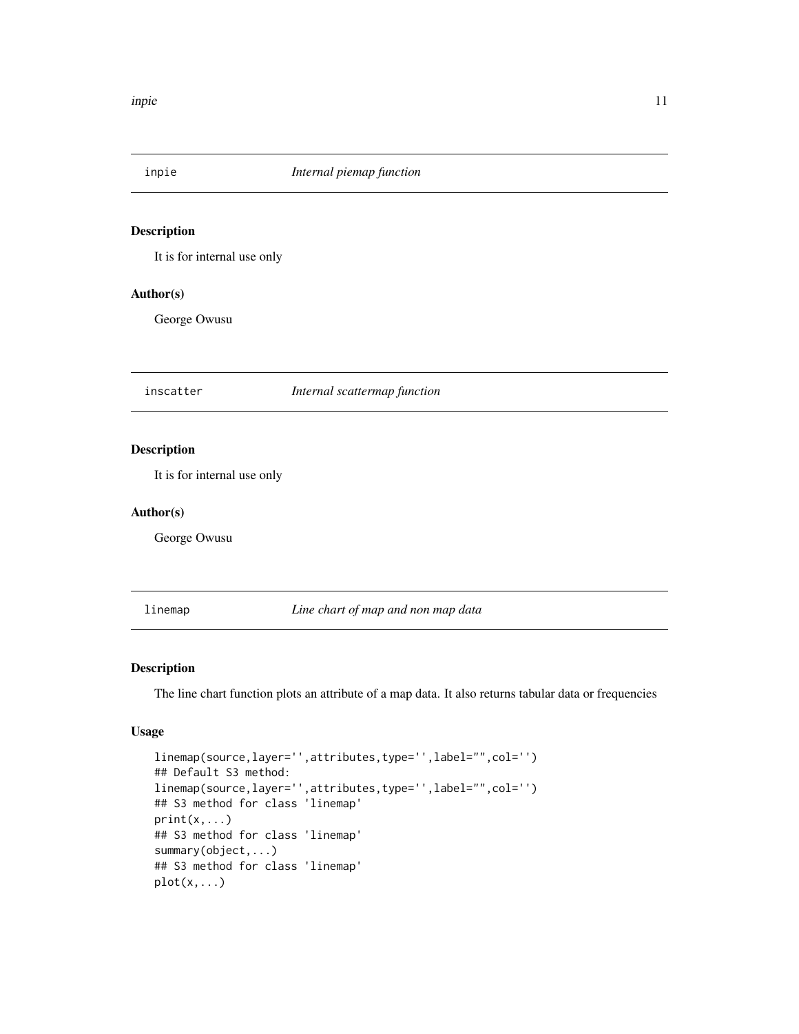## inpie — *Internal piemap function*

### Description

It is for internal use only

### Author(s)

George Owusu

## inscatter — *Internal scattermap function*

### Description

It is for internal use only

### Author(s)

George Owusu

## linemap — *Line chart of map and non map data*

### Description

The line chart function plots an attribute of a map data. It also returns tabular data or frequencies

### Usage

```
linemap(source,layer='',attributes,type='',label="",col='')
## Default S3 method:
linemap(source,layer='',attributes,type='',label="",col='')
## S3 method for class 'linemap'
print(x,...)
## S3 method for class 'linemap'
summary(object,...)
## S3 method for class 'linemap'
plot(x,...)
```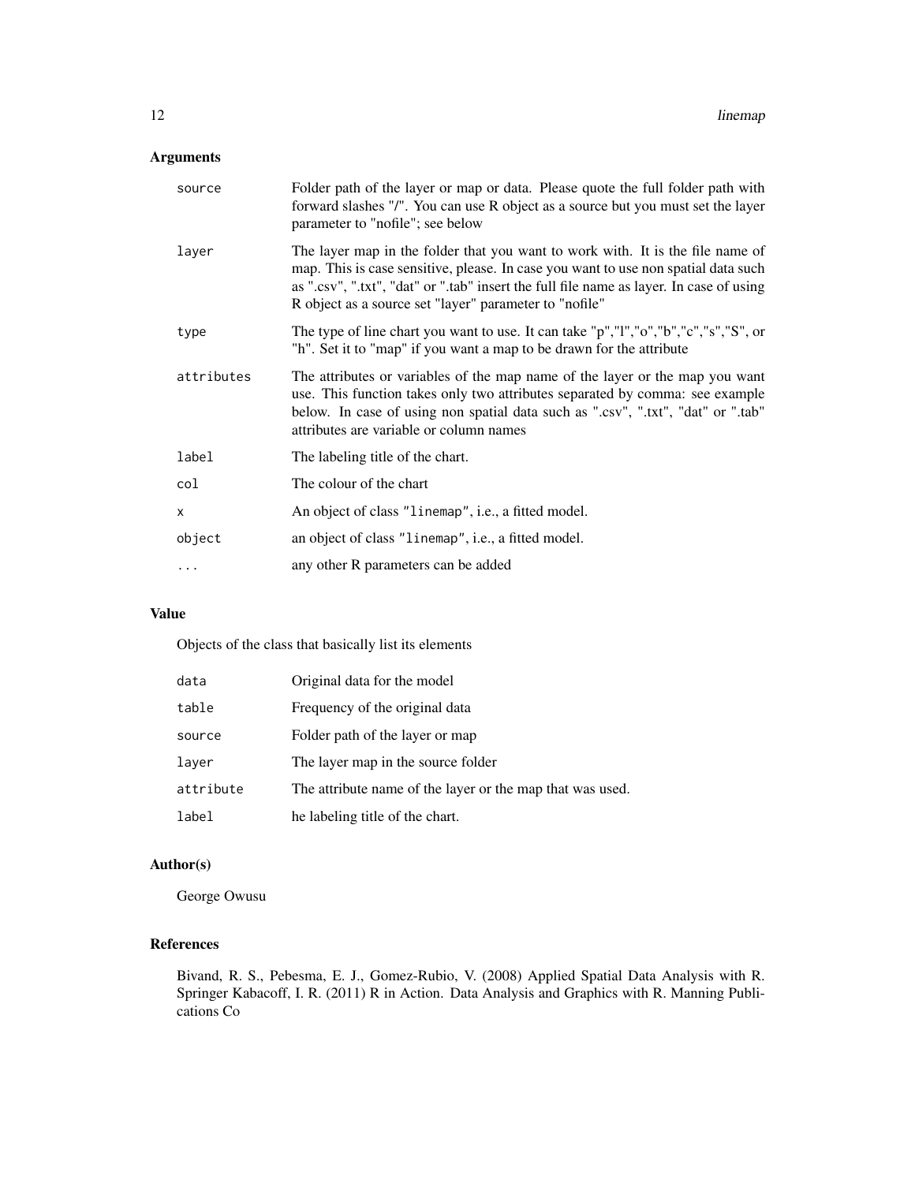## Arguments

| | |
|---|---|
| source | Folder path of the layer or map or data. Please quote the full folder path with forward slashes "/". You can use R object as a source but you must set the layer parameter to "nofile"; see below |
| layer | The layer map in the folder that you want to work with. It is the file name of map. This is case sensitive, please. In case you want to use non spatial data such as ".csv", ".txt", "dat" or ".tab" insert the full file name as layer. In case of using R object as a source set "layer" parameter to "nofile" |
| type | The type of line chart you want to use. It can take "p","l","o","b","c","s","S", or "h". Set it to "map" if you want a map to be drawn for the attribute |
| attributes | The attributes or variables of the map name of the layer or the map you want use. This function takes only two attributes separated by comma: see example below. In case of using non spatial data such as ".csv", ".txt", "dat" or ".tab" attributes are variable or column names |
| label | The labeling title of the chart. |
| col | The colour of the chart |
| x | An object of class "linemap", i.e., a fitted model. |
| object | an object of class "linemap", i.e., a fitted model. |
| ... | any other R parameters can be added |

## Value

Objects of the class that basically list its elements

| | |
|---|---|
| data | Original data for the model |
| table | Frequency of the original data |
| source | Folder path of the layer or map |
| layer | The layer map in the source folder |
| attribute | The attribute name of the layer or the map that was used. |
| label | he labeling title of the chart. |

## Author(s)

George Owusu

## References

Bivand, R. S., Pebesma, E. J., Gomez-Rubio, V. (2008) Applied Spatial Data Analysis with R. Springer Kabacoff, I. R. (2011) R in Action. Data Analysis and Graphics with R. Manning Publications Co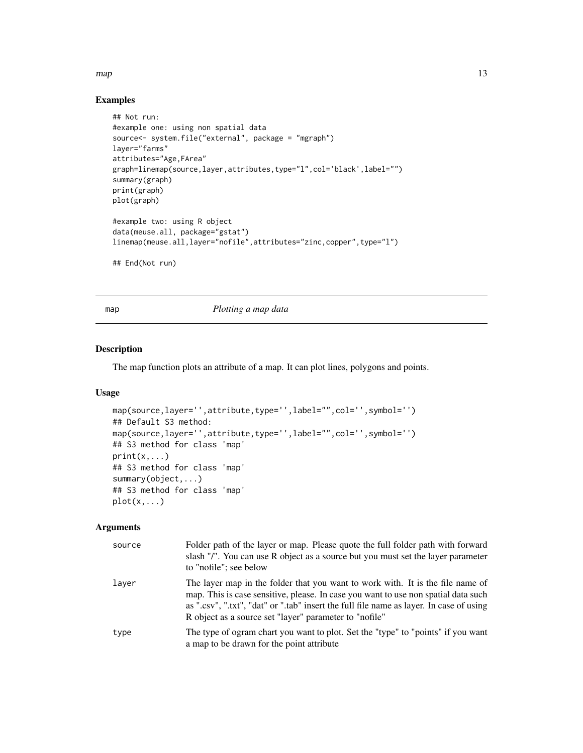### Examples

```
## Not run:
#example one: using non spatial data
source<- system.file("external", package = "mgraph")
layer="farms"
attributes="Age,FArea"
graph=linemap(source,layer,attributes,type="l",col='black',label="")
summary(graph)
print(graph)
plot(graph)

#example two: using R object
data(meuse.all, package="gstat")
linemap(meuse.all,layer="nofile",attributes="zinc,copper",type="l")

## End(Not run)
```

---

## map — *Plotting a map data*

---

### Description

The map function plots an attribute of a map. It can plot lines, polygons and points.

### Usage

```
map(source,layer='',attribute,type='',label="",col='',symbol='')
## Default S3 method:
map(source,layer='',attribute,type='',label="",col='',symbol='')
## S3 method for class 'map'
print(x,...)
## S3 method for class 'map'
summary(object,...)
## S3 method for class 'map'
plot(x,...)
```

### Arguments

| | |
|---|---|
| source | Folder path of the layer or map. Please quote the full folder path with forward slash "/". You can use R object as a source but you must set the layer parameter to "nofile"; see below |
| layer | The layer map in the folder that you want to work with. It is the file name of map. This is case sensitive, please. In case you want to use non spatial data such as ".csv", ".txt", "dat" or ".tab" insert the full file name as layer. In case of using R object as a source set "layer" parameter to "nofile" |
| type | The type of ogram chart you want to plot. Set the "type" to "points" if you want a map to be drawn for the point attribute |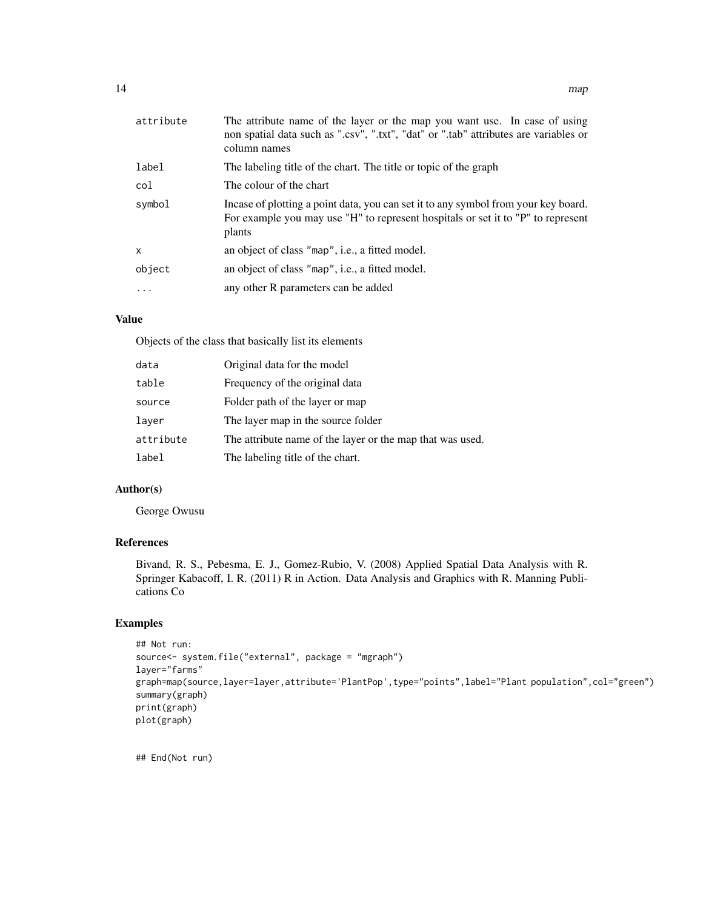| | |
|---|---|
| attribute | The attribute name of the layer or the map you want use. In case of using non spatial data such as ".csv", ".txt", "dat" or ".tab" attributes are variables or column names |
| label | The labeling title of the chart. The title or topic of the graph |
| col | The colour of the chart |
| symbol | Incase of plotting a point data, you can set it to any symbol from your key board. For example you may use "H" to represent hospitals or set it to "P" to represent plants |
| x | an object of class "map", i.e., a fitted model. |
| object | an object of class "map", i.e., a fitted model. |
| ... | any other R parameters can be added |

## Value

Objects of the class that basically list its elements

| | |
|---|---|
| data | Original data for the model |
| table | Frequency of the original data |
| source | Folder path of the layer or map |
| layer | The layer map in the source folder |
| attribute | The attribute name of the layer or the map that was used. |
| label | The labeling title of the chart. |

## Author(s)

George Owusu

## References

Bivand, R. S., Pebesma, E. J., Gomez-Rubio, V. (2008) Applied Spatial Data Analysis with R. Springer Kabacoff, I. R. (2011) R in Action. Data Analysis and Graphics with R. Manning Publications Co

## Examples

```
## Not run:
source<- system.file("external", package = "mgraph")
layer="farms"
graph=map(source,layer=layer,attribute='PlantPop',type="points",label="Plant population",col="green")
summary(graph)
print(graph)
plot(graph)


## End(Not run)
```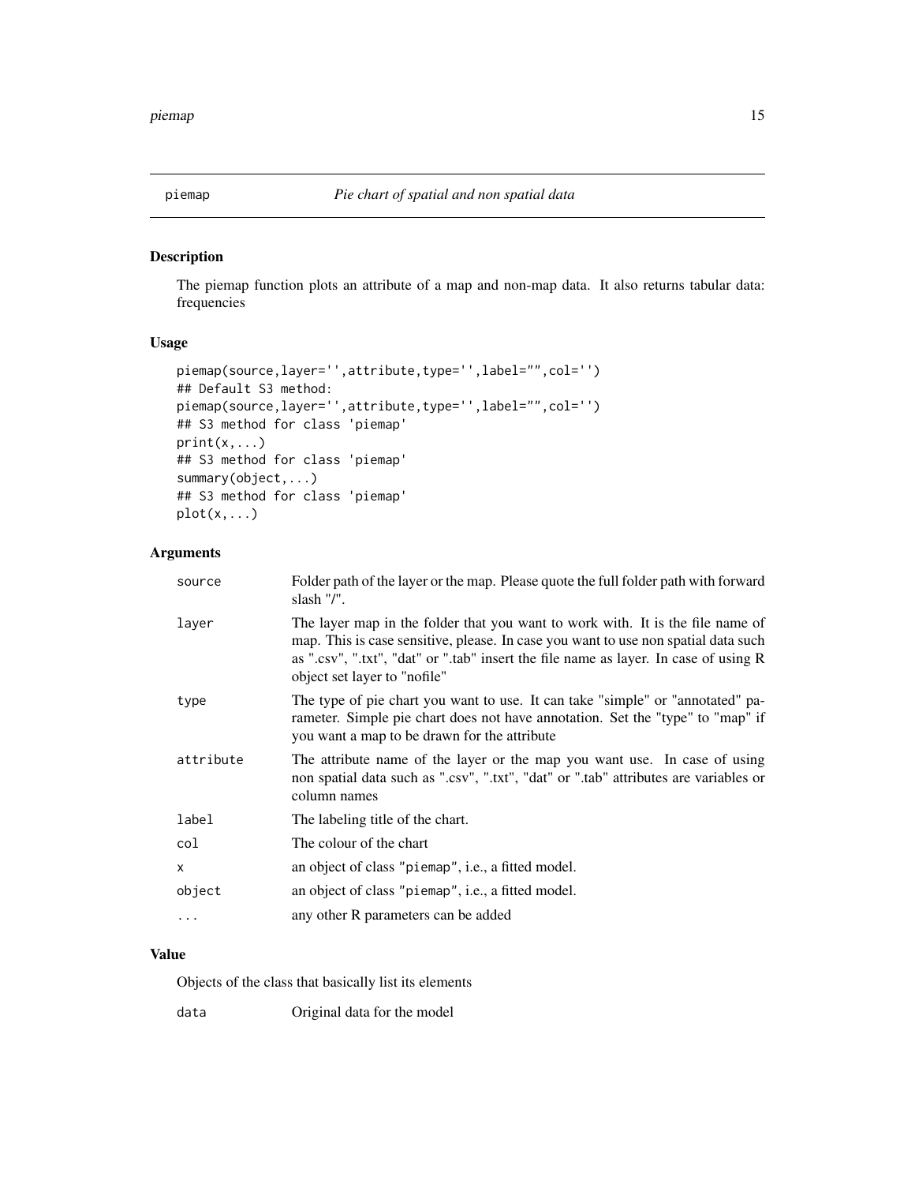## piemap — *Pie chart of spatial and non spatial data*

### Description

The piemap function plots an attribute of a map and non-map data. It also returns tabular data: frequencies

### Usage

```
piemap(source,layer='',attribute,type='',label="",col='')
## Default S3 method:
piemap(source,layer='',attribute,type='',label="",col='')
## S3 method for class 'piemap'
print(x,...)
## S3 method for class 'piemap'
summary(object,...)
## S3 method for class 'piemap'
plot(x,...)
```

### Arguments

| | |
|---|---|
| source | Folder path of the layer or the map. Please quote the full folder path with forward slash "/". |
| layer | The layer map in the folder that you want to work with. It is the file name of map. This is case sensitive, please. In case you want to use non spatial data such as ".csv", ".txt", "dat" or ".tab" insert the file name as layer. In case of using R object set layer to "nofile" |
| type | The type of pie chart you want to use. It can take "simple" or "annotated" parameter. Simple pie chart does not have annotation. Set the "type" to "map" if you want a map to be drawn for the attribute |
| attribute | The attribute name of the layer or the map you want use. In case of using non spatial data such as ".csv", ".txt", "dat" or ".tab" attributes are variables or column names |
| label | The labeling title of the chart. |
| col | The colour of the chart |
| x | an object of class "piemap", i.e., a fitted model. |
| object | an object of class "piemap", i.e., a fitted model. |
| ... | any other R parameters can be added |

### Value

Objects of the class that basically list its elements

| | |
|---|---|
| data | Original data for the model |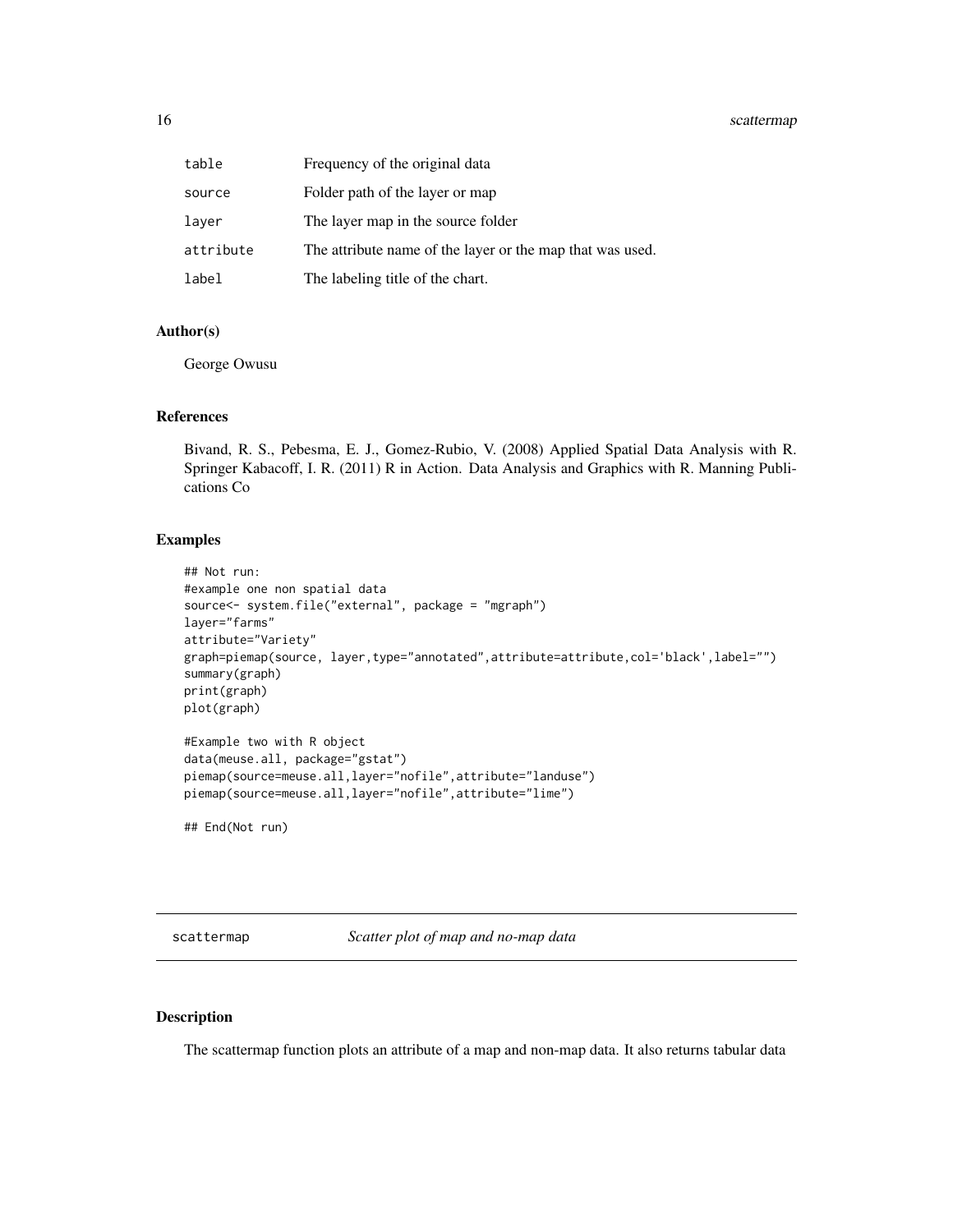| | |
|---|---|
| table | Frequency of the original data |
| source | Folder path of the layer or map |
| layer | The layer map in the source folder |
| attribute | The attribute name of the layer or the map that was used. |
| label | The labeling title of the chart. |

### Author(s)

George Owusu

### References

Bivand, R. S., Pebesma, E. J., Gomez-Rubio, V. (2008) Applied Spatial Data Analysis with R. Springer Kabacoff, I. R. (2011) R in Action. Data Analysis and Graphics with R. Manning Publications Co

### Examples

```
## Not run:
#example one non spatial data
source<- system.file("external", package = "mgraph")
layer="farms"
attribute="Variety"
graph=piemap(source, layer,type="annotated",attribute=attribute,col='black',label="")
summary(graph)
print(graph)
plot(graph)

#Example two with R object
data(meuse.all, package="gstat")
piemap(source=meuse.all,layer="nofile",attribute="landuse")
piemap(source=meuse.all,layer="nofile",attribute="lime")

## End(Not run)
```

---

## scattermap — *Scatter plot of map and no-map data*

---

### Description

The scattermap function plots an attribute of a map and non-map data. It also returns tabular data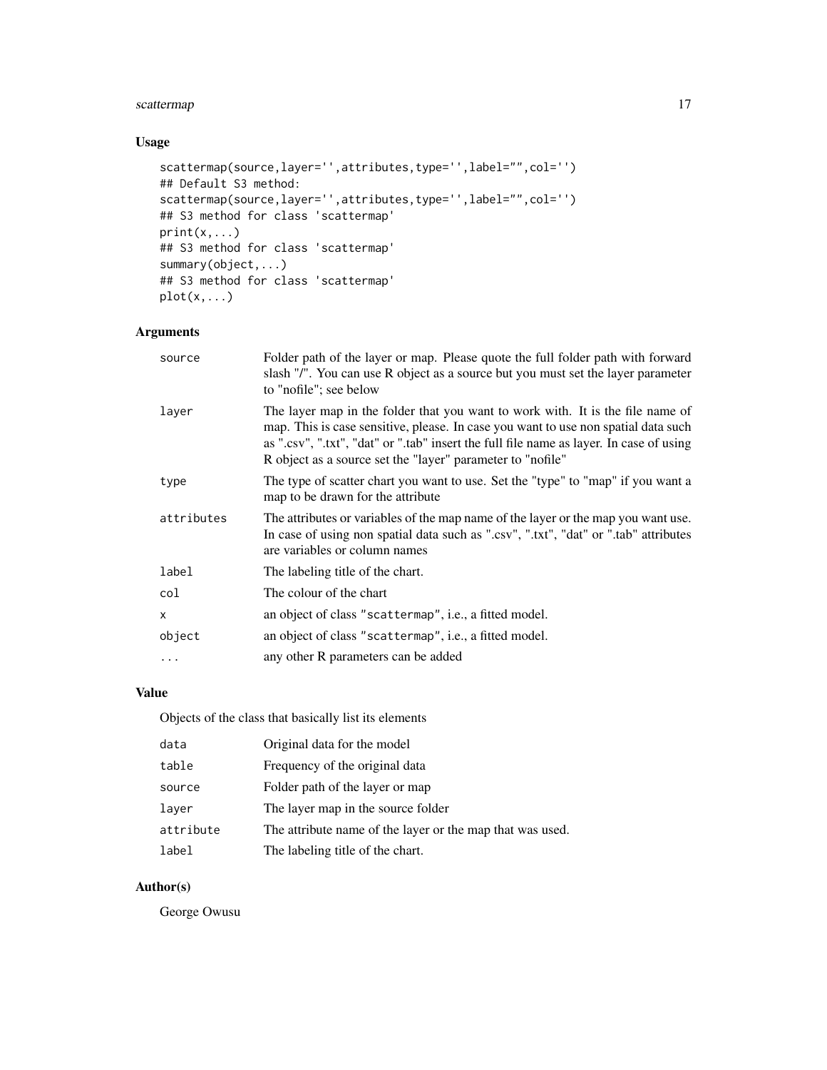## Usage

```
scattermap(source,layer='',attributes,type='',label="",col='')
## Default S3 method:
scattermap(source,layer='',attributes,type='',label="",col='')
## S3 method for class 'scattermap'
print(x,...)
## S3 method for class 'scattermap'
summary(object,...)
## S3 method for class 'scattermap'
plot(x,...)
```

## Arguments

| | |
|---|---|
| `source` | Folder path of the layer or map. Please quote the full folder path with forward slash "/". You can use R object as a source but you must set the layer parameter to "nofile"; see below |
| `layer` | The layer map in the folder that you want to work with. It is the file name of map. This is case sensitive, please. In case you want to use non spatial data such as ".csv", ".txt", "dat" or ".tab" insert the full file name as layer. In case of using R object as a source set the "layer" parameter to "nofile" |
| `type` | The type of scatter chart you want to use. Set the "type" to "map" if you want a map to be drawn for the attribute |
| `attributes` | The attributes or variables of the map name of the layer or the map you want use. In case of using non spatial data such as ".csv", ".txt", "dat" or ".tab" attributes are variables or column names |
| `label` | The labeling title of the chart. |
| `col` | The colour of the chart |
| `x` | an object of class "`scattermap`", i.e., a fitted model. |
| `object` | an object of class "`scattermap`", i.e., a fitted model. |
| `...` | any other R parameters can be added |

## Value

Objects of the class that basically list its elements

| | |
|---|---|
| `data` | Original data for the model |
| `table` | Frequency of the original data |
| `source` | Folder path of the layer or map |
| `layer` | The layer map in the source folder |
| `attribute` | The attribute name of the layer or the map that was used. |
| `label` | The labeling title of the chart. |

## Author(s)

George Owusu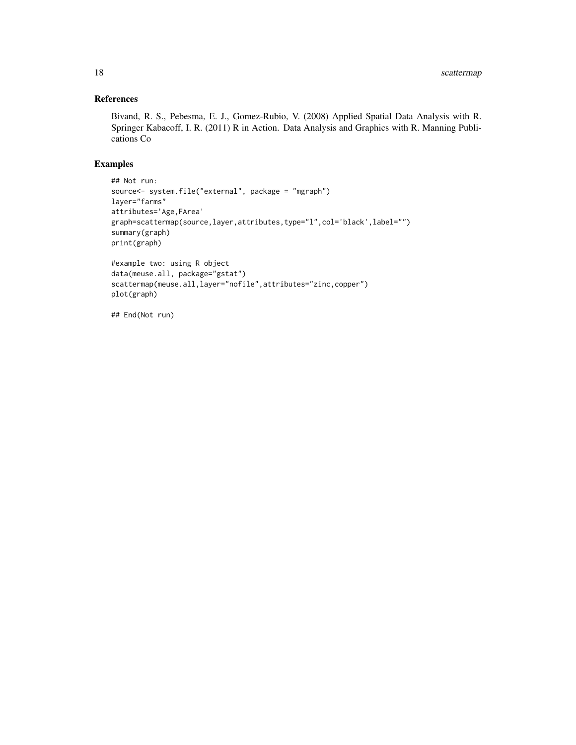## References

Bivand, R. S., Pebesma, E. J., Gomez-Rubio, V. (2008) Applied Spatial Data Analysis with R. Springer Kabacoff, I. R. (2011) R in Action. Data Analysis and Graphics with R. Manning Publications Co

## Examples

```
## Not run:
source<- system.file("external", package = "mgraph")
layer="farms"
attributes='Age,FArea'
graph=scattermap(source,layer,attributes,type="l",col='black',label="")
summary(graph)
print(graph)

#example two: using R object
data(meuse.all, package="gstat")
scattermap(meuse.all,layer="nofile",attributes="zinc,copper")
plot(graph)

## End(Not run)
```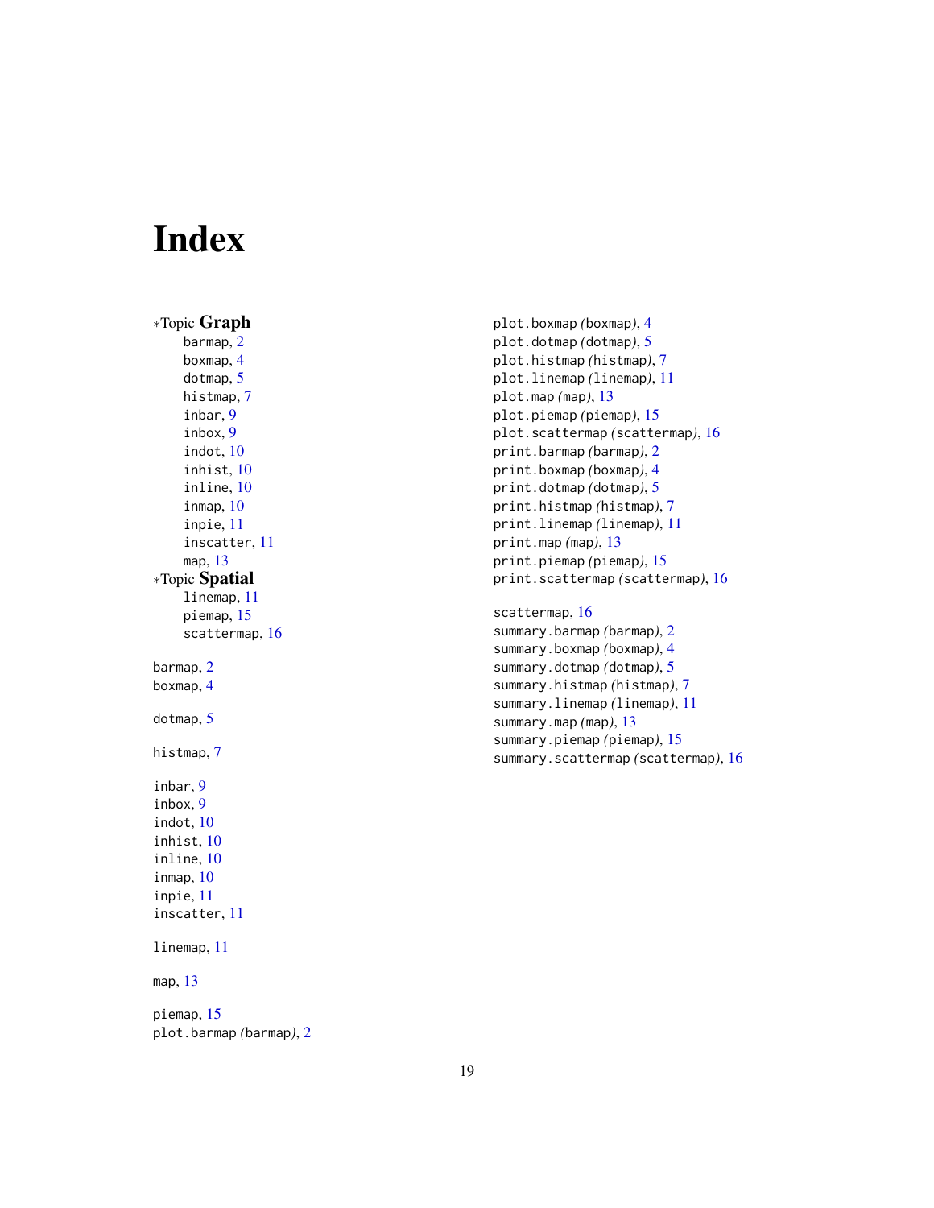# Index

*Topic **Graph**
- barmap, 2
- boxmap, 4
- dotmap, 5
- histmap, 7
- inbar, 9
- inbox, 9
- indot, 10
- inhist, 10
- inline, 10
- inmap, 10
- inpie, 11
- inscatter, 11
- map, 13

*Topic **Spatial**
- linemap, 11
- piemap, 15
- scattermap, 16

barmap, 2
boxmap, 4

dotmap, 5

histmap, 7

inbar, 9
inbox, 9
indot, 10
inhist, 10
inline, 10
inmap, 10
inpie, 11
inscatter, 11

linemap, 11

map, 13

piemap, 15
plot.barmap *(barmap)*, 2
plot.boxmap *(boxmap)*, 4
plot.dotmap *(dotmap)*, 5
plot.histmap *(histmap)*, 7
plot.linemap *(linemap)*, 11
plot.map *(map)*, 13
plot.piemap *(piemap)*, 15
plot.scattermap *(scattermap)*, 16
print.barmap *(barmap)*, 2
print.boxmap *(boxmap)*, 4
print.dotmap *(dotmap)*, 5
print.histmap *(histmap)*, 7
print.linemap *(linemap)*, 11
print.map *(map)*, 13
print.piemap *(piemap)*, 15
print.scattermap *(scattermap)*, 16

scattermap, 16
summary.barmap *(barmap)*, 2
summary.boxmap *(boxmap)*, 4
summary.dotmap *(dotmap)*, 5
summary.histmap *(histmap)*, 7
summary.linemap *(linemap)*, 11
summary.map *(map)*, 13
summary.piemap *(piemap)*, 15
summary.scattermap *(scattermap)*, 16